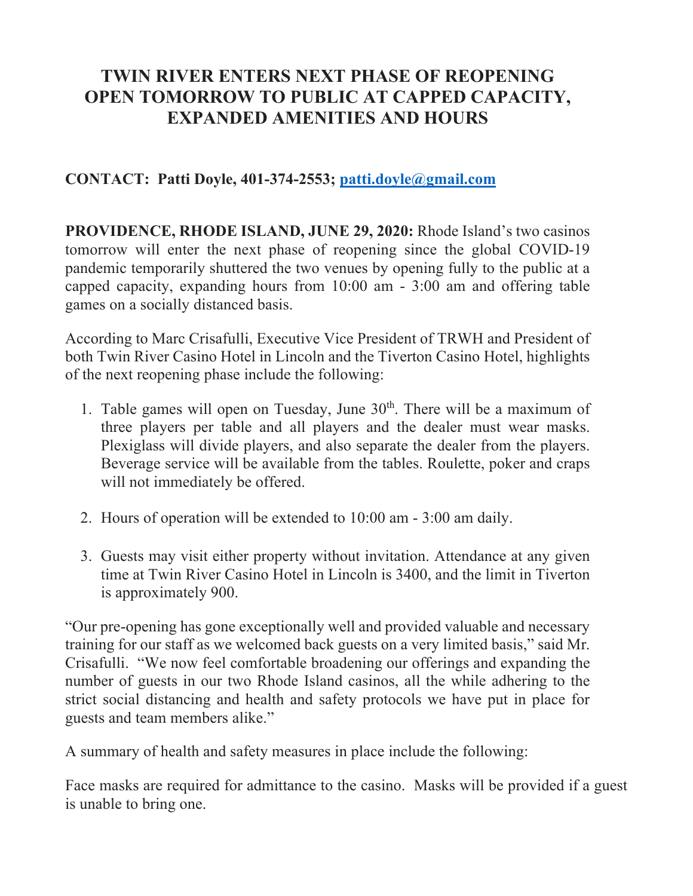# TWIN RIVER ENTERS NEXT PHASE OF REOPENING OPEN TOMORROW TO PUBLIC AT CAPPED CAPACITY, EXPANDED AMENITIES AND HOURS

**CONTACT: Patti Doyle, 401-374-2553; patti.doyle@gmail.com**

**PROVIDENCE, RHODE ISLAND, JUNE 29, 2020:** Rhode Island's two casinos tomorrow will enter the next phase of reopening since the global COVID-19 pandemic temporarily shuttered the two venues by opening fully to the public at a capped capacity, expanding hours from 10:00 am - 3:00 am and offering table games on a socially distanced basis.

According to Marc Crisafulli, Executive Vice President of TRWH and President of both Twin River Casino Hotel in Lincoln and the Tiverton Casino Hotel, highlights of the next reopening phase include the following:

1. Table games will open on Tuesday, June 30th. There will be a maximum of three players per table and all players and the dealer must wear masks. Plexiglass will divide players, and also separate the dealer from the players. Beverage service will be available from the tables. Roulette, poker and craps will not immediately be offered.

2. Hours of operation will be extended to 10:00 am - 3:00 am daily.

3. Guests may visit either property without invitation. Attendance at any given time at Twin River Casino Hotel in Lincoln is 3400, and the limit in Tiverton is approximately 900.

"Our pre-opening has gone exceptionally well and provided valuable and necessary training for our staff as we welcomed back guests on a very limited basis," said Mr. Crisafulli. "We now feel comfortable broadening our offerings and expanding the number of guests in our two Rhode Island casinos, all the while adhering to the strict social distancing and health and safety protocols we have put in place for guests and team members alike."

A summary of health and safety measures in place include the following:

Face masks are required for admittance to the casino. Masks will be provided if a guest is unable to bring one.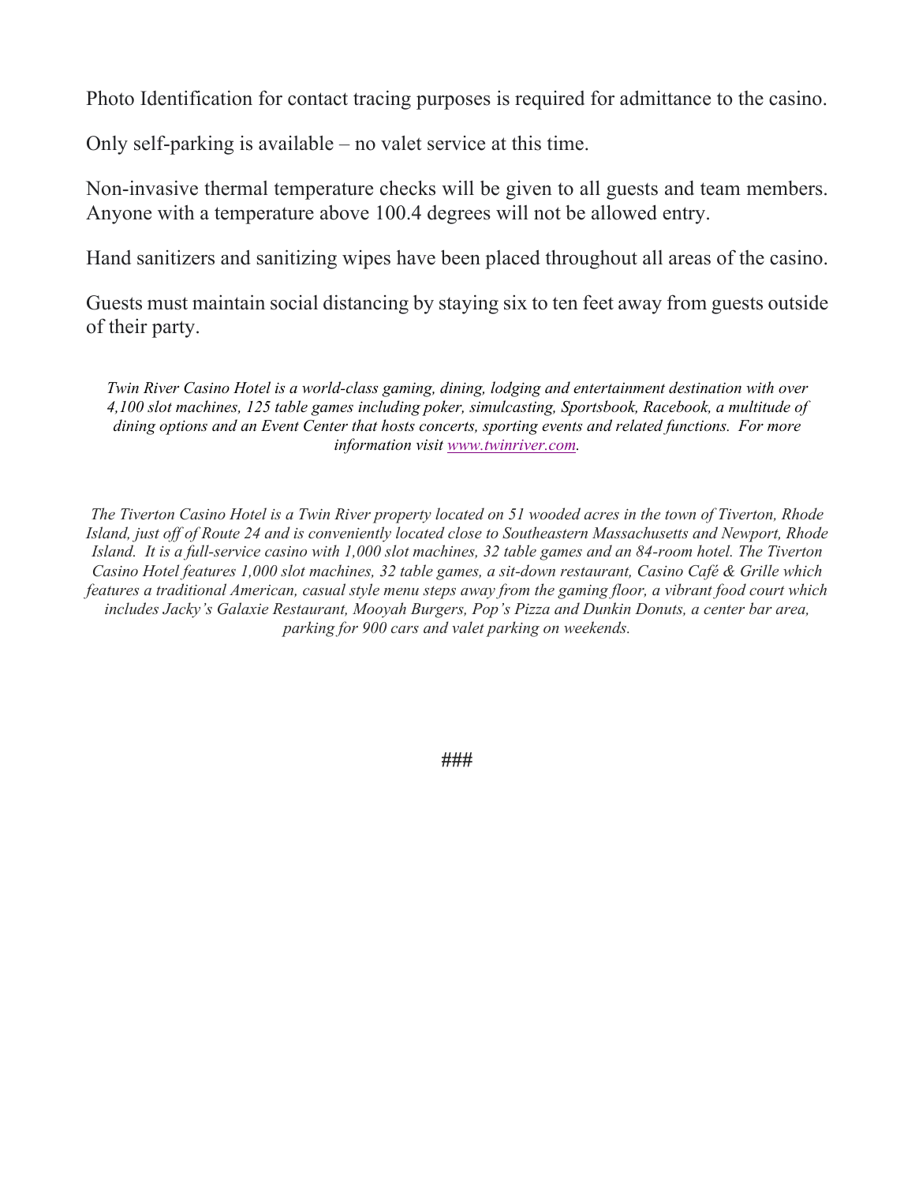Photo Identification for contact tracing purposes is required for admittance to the casino.

Only self-parking is available – no valet service at this time.

Non-invasive thermal temperature checks will be given to all guests and team members. Anyone with a temperature above 100.4 degrees will not be allowed entry.

Hand sanitizers and sanitizing wipes have been placed throughout all areas of the casino.

Guests must maintain social distancing by staying six to ten feet away from guests outside of their party.

*Twin River Casino Hotel is a world-class gaming, dining, lodging and entertainment destination with over 4,100 slot machines, 125 table games including poker, simulcasting, Sportsbook, Racebook, a multitude of dining options and an Event Center that hosts concerts, sporting events and related functions. For more information visit [www.twinriver.com](http://www.twinriver.com).*

*The Tiverton Casino Hotel is a Twin River property located on 51 wooded acres in the town of Tiverton, Rhode Island, just off of Route 24 and is conveniently located close to Southeastern Massachusetts and Newport, Rhode Island. It is a full-service casino with 1,000 slot machines, 32 table games and an 84-room hotel. The Tiverton Casino Hotel features 1,000 slot machines, 32 table games, a sit-down restaurant, Casino Café & Grille which features a traditional American, casual style menu steps away from the gaming floor, a vibrant food court which includes Jacky's Galaxie Restaurant, Mooyah Burgers, Pop's Pizza and Dunkin Donuts, a center bar area, parking for 900 cars and valet parking on weekends.*

###